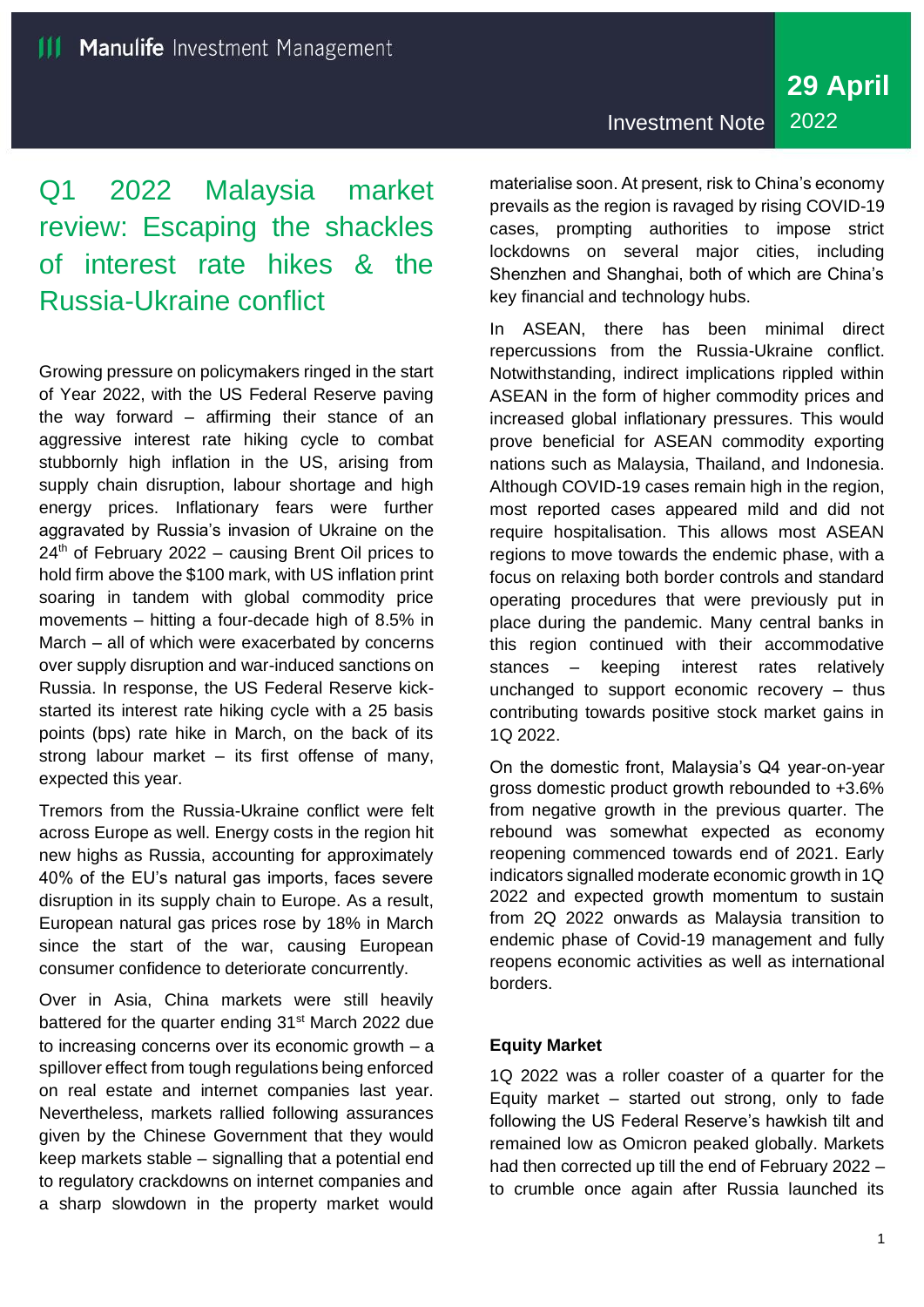Manulife Investment Management

Investment Note

**29 April** 2022

# Q1 2022 Malaysia market review: Escaping the shackles of interest rate hikes & the Russia-Ukraine conflict

Growing pressure on policymakers ringed in the start of Year 2022, with the US Federal Reserve paving the way forward – affirming their stance of an aggressive interest rate hiking cycle to combat stubbornly high inflation in the US, arising from supply chain disruption, labour shortage and high energy prices. Inflationary fears were further aggravated by Russia's invasion of Ukraine on the 24th of February 2022 – causing Brent Oil prices to hold firm above the $100 mark, with US inflation print soaring in tandem with global commodity price movements – hitting a four-decade high of 8.5% in March – all of which were exacerbated by concerns over supply disruption and war-induced sanctions on Russia. In response, the US Federal Reserve kick-started its interest rate hiking cycle with a 25 basis points (bps) rate hike in March, on the back of its strong labour market – its first offense of many, expected this year.

Tremors from the Russia-Ukraine conflict were felt across Europe as well. Energy costs in the region hit new highs as Russia, accounting for approximately 40% of the EU's natural gas imports, faces severe disruption in its supply chain to Europe. As a result, European natural gas prices rose by 18% in March since the start of the war, causing European consumer confidence to deteriorate concurrently.

Over in Asia, China markets were still heavily battered for the quarter ending 31st March 2022 due to increasing concerns over its economic growth – a spillover effect from tough regulations being enforced on real estate and internet companies last year. Nevertheless, markets rallied following assurances given by the Chinese Government that they would keep markets stable – signalling that a potential end to regulatory crackdowns on internet companies and a sharp slowdown in the property market would materialise soon. At present, risk to China's economy prevails as the region is ravaged by rising COVID-19 cases, prompting authorities to impose strict lockdowns on several major cities, including Shenzhen and Shanghai, both of which are China's key financial and technology hubs.

In ASEAN, there has been minimal direct repercussions from the Russia-Ukraine conflict. Notwithstanding, indirect implications rippled within ASEAN in the form of higher commodity prices and increased global inflationary pressures. This would prove beneficial for ASEAN commodity exporting nations such as Malaysia, Thailand, and Indonesia. Although COVID-19 cases remain high in the region, most reported cases appeared mild and did not require hospitalisation. This allows most ASEAN regions to move towards the endemic phase, with a focus on relaxing both border controls and standard operating procedures that were previously put in place during the pandemic. Many central banks in this region continued with their accommodative stances – keeping interest rates relatively unchanged to support economic recovery – thus contributing towards positive stock market gains in 1Q 2022.

On the domestic front, Malaysia's Q4 year-on-year gross domestic product growth rebounded to +3.6% from negative growth in the previous quarter. The rebound was somewhat expected as economy reopening commenced towards end of 2021. Early indicators signalled moderate economic growth in 1Q 2022 and expected growth momentum to sustain from 2Q 2022 onwards as Malaysia transition to endemic phase of Covid-19 management and fully reopens economic activities as well as international borders.

### Equity Market

1Q 2022 was a roller coaster of a quarter for the Equity market – started out strong, only to fade following the US Federal Reserve's hawkish tilt and remained low as Omicron peaked globally. Markets had then corrected up till the end of February 2022 – to crumble once again after Russia launched its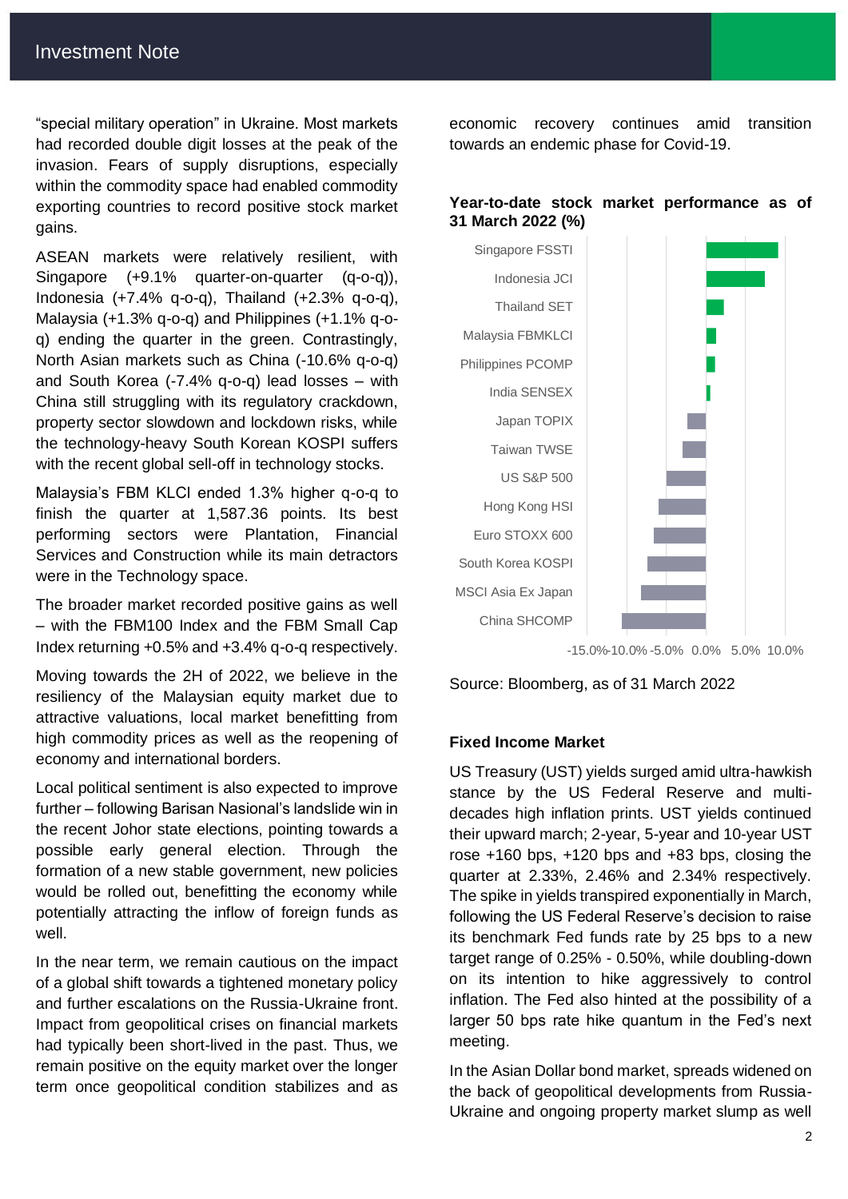"special military operation" in Ukraine. Most markets had recorded double digit losses at the peak of the invasion. Fears of supply disruptions, especially within the commodity space had enabled commodity exporting countries to record positive stock market gains.

ASEAN markets were relatively resilient, with Singapore (+9.1% quarter-on-quarter (q-o-q)), Indonesia (+7.4% q-o-q), Thailand (+2.3% q-o-q), Malaysia (+1.3% q-o-q) and Philippines (+1.1% q-o-q) ending the quarter in the green. Contrastingly, North Asian markets such as China (-10.6% q-o-q) and South Korea (-7.4% q-o-q) lead losses – with China still struggling with its regulatory crackdown, property sector slowdown and lockdown risks, while the technology-heavy South Korean KOSPI suffers with the recent global sell-off in technology stocks.

Malaysia's FBM KLCI ended 1.3% higher q-o-q to finish the quarter at 1,587.36 points. Its best performing sectors were Plantation, Financial Services and Construction while its main detractors were in the Technology space.

The broader market recorded positive gains as well – with the FBM100 Index and the FBM Small Cap Index returning +0.5% and +3.4% q-o-q respectively.

Moving towards the 2H of 2022, we believe in the resiliency of the Malaysian equity market due to attractive valuations, local market benefitting from high commodity prices as well as the reopening of economy and international borders.

Local political sentiment is also expected to improve further – following Barisan Nasional's landslide win in the recent Johor state elections, pointing towards a possible early general election. Through the formation of a new stable government, new policies would be rolled out, benefitting the economy while potentially attracting the inflow of foreign funds as well.

In the near term, we remain cautious on the impact of a global shift towards a tightened monetary policy and further escalations on the Russia-Ukraine front. Impact from geopolitical crises on financial markets had typically been short-lived in the past. Thus, we remain positive on the equity market over the longer term once geopolitical condition stabilizes and as economic recovery continues amid transition towards an endemic phase for Covid-19.

**Year-to-date stock market performance as of 31 March 2022 (%)**

- Singapore FSSTI
- Indonesia JCI
- Thailand SET
- Malaysia FBMKLCI
- Philippines PCOMP
- India SENSEX
- Japan TOPIX
- Taiwan TWSE
- US S&P 500
- Hong Kong HSI
- Euro STOXX 600
- South Korea KOSPI
- MSCI Asia Ex Japan
- China SHCOMP

-15.0% -10.0% -5.0% 0.0% 5.0% 10.0%

Source: Bloomberg, as of 31 March 2022

### Fixed Income Market

US Treasury (UST) yields surged amid ultra-hawkish stance by the US Federal Reserve and multi-decades high inflation prints. UST yields continued their upward march; 2-year, 5-year and 10-year UST rose +160 bps, +120 bps and +83 bps, closing the quarter at 2.33%, 2.46% and 2.34% respectively. The spike in yields transpired exponentially in March, following the US Federal Reserve's decision to raise its benchmark Fed funds rate by 25 bps to a new target range of 0.25% - 0.50%, while doubling-down on its intention to hike aggressively to control inflation. The Fed also hinted at the possibility of a larger 50 bps rate hike quantum in the Fed's next meeting.

In the Asian Dollar bond market, spreads widened on the back of geopolitical developments from Russia-Ukraine and ongoing property market slump as well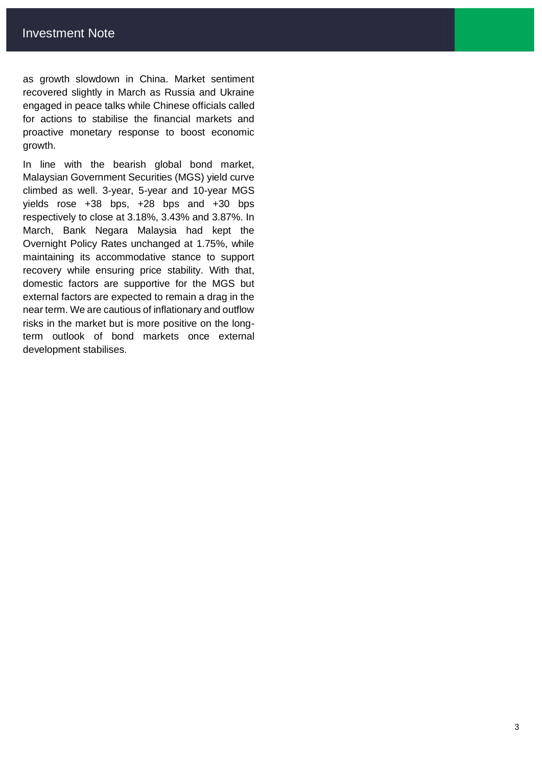as growth slowdown in China. Market sentiment recovered slightly in March as Russia and Ukraine engaged in peace talks while Chinese officials called for actions to stabilise the financial markets and proactive monetary response to boost economic growth.

In line with the bearish global bond market, Malaysian Government Securities (MGS) yield curve climbed as well. 3-year, 5-year and 10-year MGS yields rose +38 bps, +28 bps and +30 bps respectively to close at 3.18%, 3.43% and 3.87%. In March, Bank Negara Malaysia had kept the Overnight Policy Rates unchanged at 1.75%, while maintaining its accommodative stance to support recovery while ensuring price stability. With that, domestic factors are supportive for the MGS but external factors are expected to remain a drag in the near term. We are cautious of inflationary and outflow risks in the market but is more positive on the long-term outlook of bond markets once external development stabilises.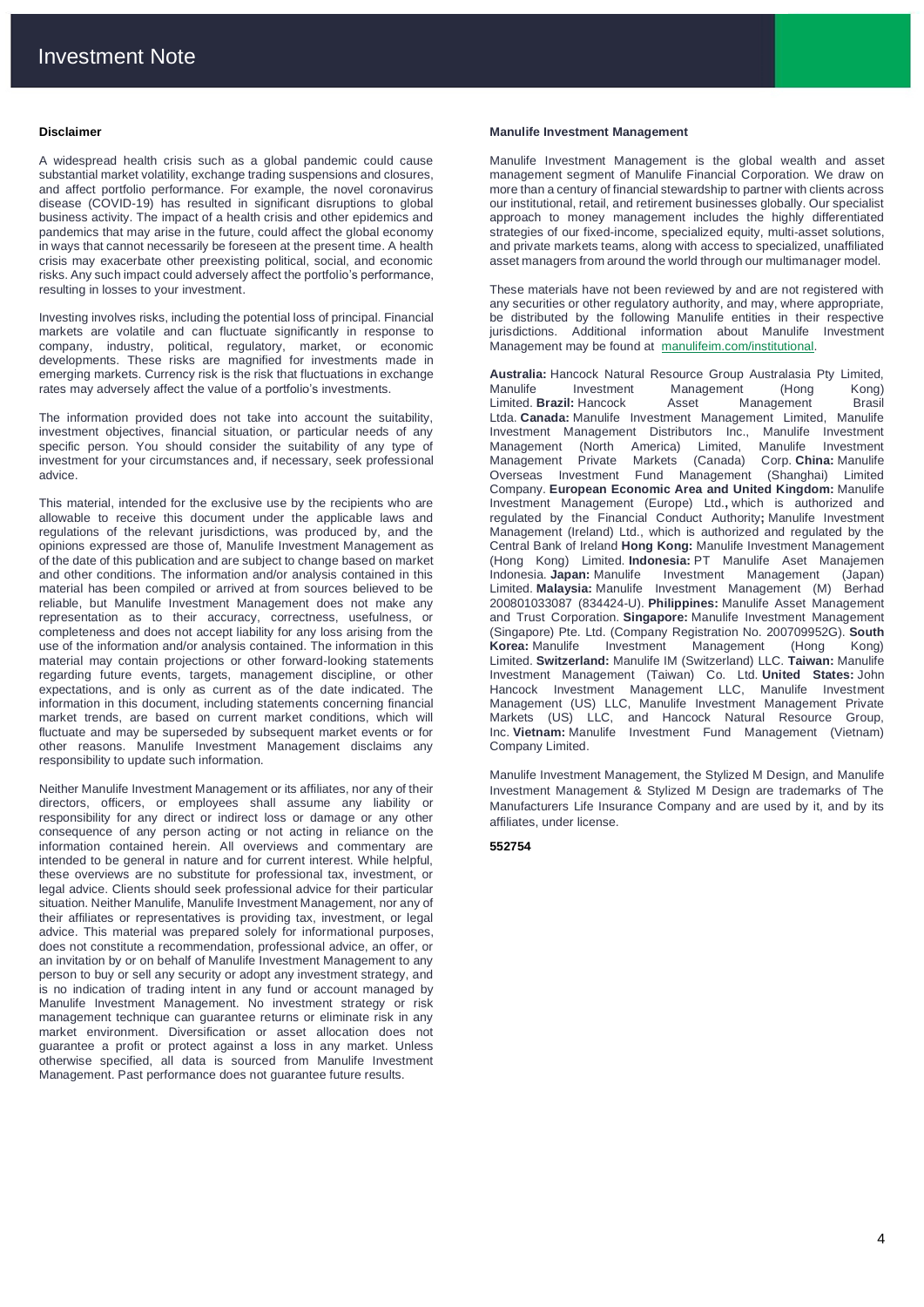### Disclaimer

A widespread health crisis such as a global pandemic could cause substantial market volatility, exchange trading suspensions and closures, and affect portfolio performance. For example, the novel coronavirus disease (COVID-19) has resulted in significant disruptions to global business activity. The impact of a health crisis and other epidemics and pandemics that may arise in the future, could affect the global economy in ways that cannot necessarily be foreseen at the present time. A health crisis may exacerbate other preexisting political, social, and economic risks. Any such impact could adversely affect the portfolio's performance, resulting in losses to your investment.

Investing involves risks, including the potential loss of principal. Financial markets are volatile and can fluctuate significantly in response to company, industry, political, regulatory, market, or economic developments. These risks are magnified for investments made in emerging markets. Currency risk is the risk that fluctuations in exchange rates may adversely affect the value of a portfolio's investments.

The information provided does not take into account the suitability, investment objectives, financial situation, or particular needs of any specific person. You should consider the suitability of any type of investment for your circumstances and, if necessary, seek professional advice.

This material, intended for the exclusive use by the recipients who are allowable to receive this document under the applicable laws and regulations of the relevant jurisdictions, was produced by, and the opinions expressed are those of, Manulife Investment Management as of the date of this publication and are subject to change based on market and other conditions. The information and/or analysis contained in this material has been compiled or arrived at from sources believed to be reliable, but Manulife Investment Management does not make any representation as to their accuracy, correctness, usefulness, or completeness and does not accept liability for any loss arising from the use of the information and/or analysis contained. The information in this material may contain projections or other forward-looking statements regarding future events, targets, management discipline, or other expectations, and is only as current as of the date indicated. The information in this document, including statements concerning financial market trends, are based on current market conditions, which will fluctuate and may be superseded by subsequent market events or for other reasons. Manulife Investment Management disclaims any responsibility to update such information.

Neither Manulife Investment Management or its affiliates, nor any of their directors, officers, or employees shall assume any liability or responsibility for any direct or indirect loss or damage or any other consequence of any person acting or not acting in reliance on the information contained herein. All overviews and commentary are intended to be general in nature and for current interest. While helpful, these overviews are no substitute for professional tax, investment, or legal advice. Clients should seek professional advice for their particular situation. Neither Manulife, Manulife Investment Management, nor any of their affiliates or representatives is providing tax, investment, or legal advice. This material was prepared solely for informational purposes, does not constitute a recommendation, professional advice, an offer, or an invitation by or on behalf of Manulife Investment Management to any person to buy or sell any security or adopt any investment strategy, and is no indication of trading intent in any fund or account managed by Manulife Investment Management. No investment strategy or risk management technique can guarantee returns or eliminate risk in any market environment. Diversification or asset allocation does not guarantee a profit or protect against a loss in any market. Unless otherwise specified, all data is sourced from Manulife Investment Management. Past performance does not guarantee future results.

### Manulife Investment Management

Manulife Investment Management is the global wealth and asset management segment of Manulife Financial Corporation. We draw on more than a century of financial stewardship to partner with clients across our institutional, retail, and retirement businesses globally. Our specialist approach to money management includes the highly differentiated strategies of our fixed-income, specialized equity, multi-asset solutions, and private markets teams, along with access to specialized, unaffiliated asset managers from around the world through our multimanager model.

These materials have not been reviewed by and are not registered with any securities or other regulatory authority, and may, where appropriate, be distributed by the following Manulife entities in their respective jurisdictions. Additional information about Manulife Investment Management may be found at manulifeim.com/institutional.

**Australia:** Hancock Natural Resource Group Australasia Pty Limited, Manulife Investment Management (Hong Kong) Limited. **Brazil:** Hancock Asset Management Brasil Ltda. **Canada:** Manulife Investment Management Limited, Manulife Investment Management Distributors Inc., Manulife Investment Management (North America) Limited, Manulife Investment Management Private Markets (Canada) Corp. **China:** Manulife Overseas Investment Fund Management (Shanghai) Limited Company. **European Economic Area and United Kingdom:** Manulife Investment Management (Europe) Ltd., which is authorized and regulated by the Financial Conduct Authority; Manulife Investment Management (Ireland) Ltd., which is authorized and regulated by the Central Bank of Ireland **Hong Kong:** Manulife Investment Management (Hong Kong) Limited. **Indonesia:** PT Manulife Aset Manajemen Indonesia. **Japan:** Manulife Investment Management (Japan) Limited. **Malaysia:** Manulife Investment Management (M) Berhad 200801033087 (834424-U). **Philippines:** Manulife Asset Management and Trust Corporation. **Singapore:** Manulife Investment Management (Singapore) Pte. Ltd. (Company Registration No. 200709952G). **South Korea:** Manulife Investment Management (Hong Kong) Limited. **Switzerland:** Manulife IM (Switzerland) LLC. **Taiwan:** Manulife Investment Management (Taiwan) Co. Ltd. **United States:** John Hancock Investment Management LLC, Manulife Investment Management (US) LLC, Manulife Investment Management Private Markets (US) LLC, and Hancock Natural Resource Group, Inc. **Vietnam:** Manulife Investment Fund Management (Vietnam) Company Limited.

Manulife Investment Management, the Stylized M Design, and Manulife Investment Management & Stylized M Design are trademarks of The Manufacturers Life Insurance Company and are used by it, and by its affiliates, under license.

**552754**